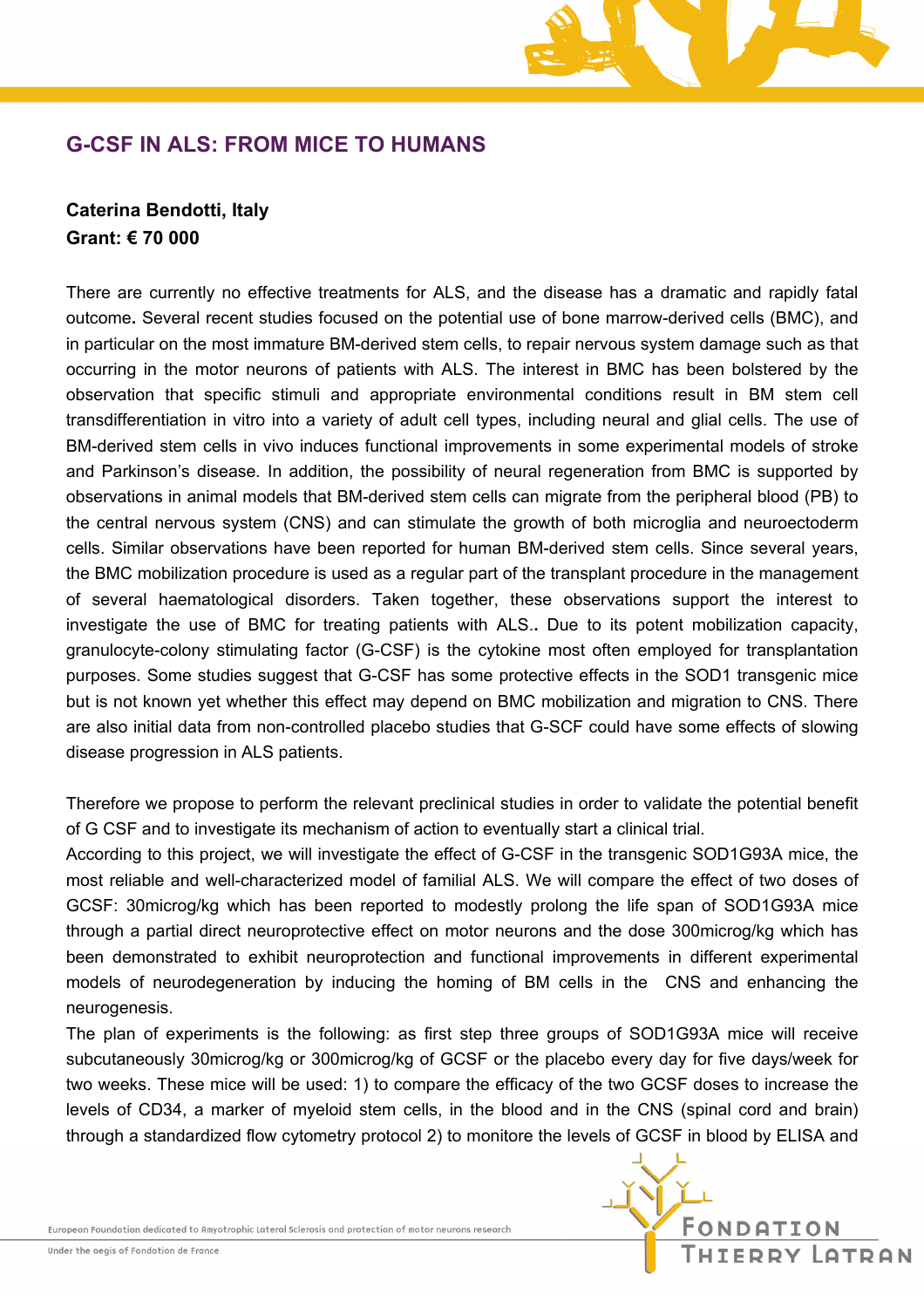# G-CSF IN ALS: FROM MICE TO HUMANS

**Caterina Bendotti, Italy**
**Grant: € 70 000**

There are currently no effective treatments for ALS, and the disease has a dramatic and rapidly fatal outcome**.** Several recent studies focused on the potential use of bone marrow-derived cells (BMC), and in particular on the most immature BM-derived stem cells, to repair nervous system damage such as that occurring in the motor neurons of patients with ALS. The interest in BMC has been bolstered by the observation that specific stimuli and appropriate environmental conditions result in BM stem cell transdifferentiation in vitro into a variety of adult cell types, including neural and glial cells. The use of BM-derived stem cells in vivo induces functional improvements in some experimental models of stroke and Parkinson's disease. In addition, the possibility of neural regeneration from BMC is supported by observations in animal models that BM-derived stem cells can migrate from the peripheral blood (PB) to the central nervous system (CNS) and can stimulate the growth of both microglia and neuroectoderm cells. Similar observations have been reported for human BM-derived stem cells. Since several years, the BMC mobilization procedure is used as a regular part of the transplant procedure in the management of several haematological disorders. Taken together, these observations support the interest to investigate the use of BMC for treating patients with ALS.**.** Due to its potent mobilization capacity, granulocyte-colony stimulating factor (G-CSF) is the cytokine most often employed for transplantation purposes. Some studies suggest that G-CSF has some protective effects in the SOD1 transgenic mice but is not known yet whether this effect may depend on BMC mobilization and migration to CNS. There are also initial data from non-controlled placebo studies that G-SCF could have some effects of slowing disease progression in ALS patients.

Therefore we propose to perform the relevant preclinical studies in order to validate the potential benefit of G CSF and to investigate its mechanism of action to eventually start a clinical trial.
According to this project, we will investigate the effect of G-CSF in the transgenic SOD1G93A mice, the most reliable and well-characterized model of familial ALS. We will compare the effect of two doses of GCSF: 30microg/kg which has been reported to modestly prolong the life span of SOD1G93A mice through a partial direct neuroprotective effect on motor neurons and the dose 300microg/kg which has been demonstrated to exhibit neuroprotection and functional improvements in different experimental models of neurodegeneration by inducing the homing of BM cells in the CNS and enhancing the neurogenesis.
The plan of experiments is the following: as first step three groups of SOD1G93A mice will receive subcutaneously 30microg/kg or 300microg/kg of GCSF or the placebo every day for five days/week for two weeks. These mice will be used: 1) to compare the efficacy of the two GCSF doses to increase the levels of CD34, a marker of myeloid stem cells, in the blood and in the CNS (spinal cord and brain) through a standardized flow cytometry protocol 2) to monitore the levels of GCSF in blood by ELISA and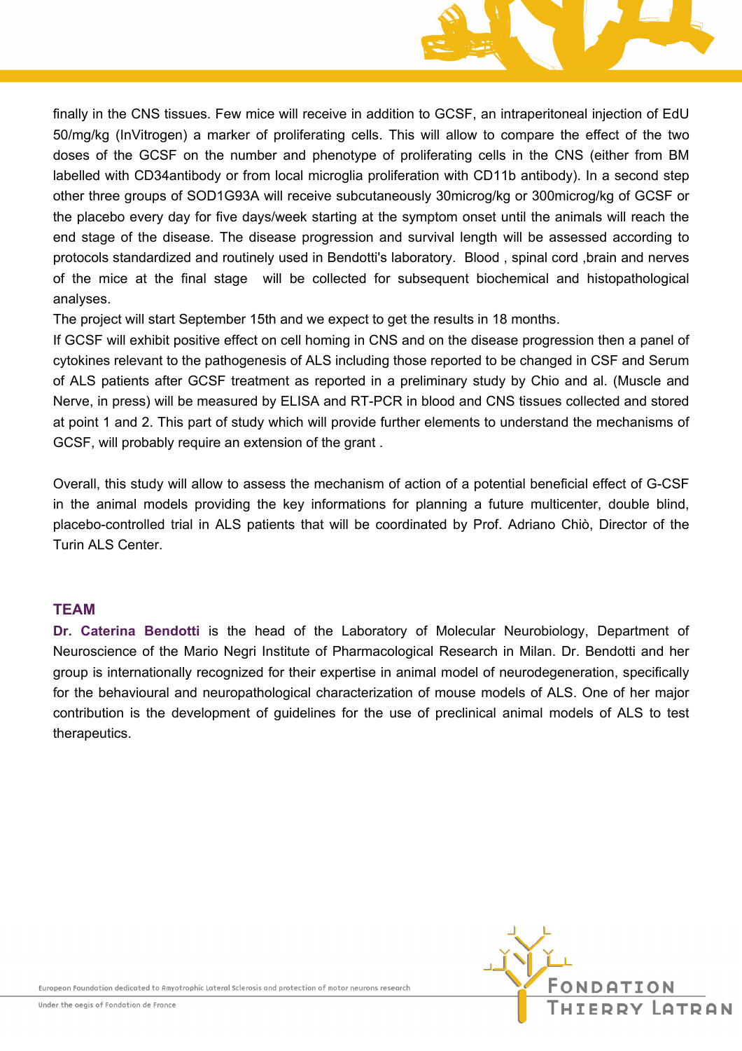finally in the CNS tissues. Few mice will receive in addition to GCSF, an intraperitoneal injection of EdU 50/mg/kg (InVitrogen) a marker of proliferating cells. This will allow to compare the effect of the two doses of the GCSF on the number and phenotype of proliferating cells in the CNS (either from BM labelled with CD34antibody or from local microglia proliferation with CD11b antibody). In a second step other three groups of SOD1G93A will receive subcutaneously 30microg/kg or 300microg/kg of GCSF or the placebo every day for five days/week starting at the symptom onset until the animals will reach the end stage of the disease. The disease progression and survival length will be assessed according to protocols standardized and routinely used in Bendotti's laboratory. Blood , spinal cord ,brain and nerves of the mice at the final stage will be collected for subsequent biochemical and histopathological analyses.

The project will start September 15th and we expect to get the results in 18 months.

If GCSF will exhibit positive effect on cell homing in CNS and on the disease progression then a panel of cytokines relevant to the pathogenesis of ALS including those reported to be changed in CSF and Serum of ALS patients after GCSF treatment as reported in a preliminary study by Chio and al. (Muscle and Nerve, in press) will be measured by ELISA and RT-PCR in blood and CNS tissues collected and stored at point 1 and 2. This part of study which will provide further elements to understand the mechanisms of GCSF, will probably require an extension of the grant .

Overall, this study will allow to assess the mechanism of action of a potential beneficial effect of G-CSF in the animal models providing the key informations for planning a future multicenter, double blind, placebo-controlled trial in ALS patients that will be coordinated by Prof. Adriano Chiò, Director of the Turin ALS Center.

## TEAM

**Dr. Caterina Bendotti** is the head of the Laboratory of Molecular Neurobiology, Department of Neuroscience of the Mario Negri Institute of Pharmacological Research in Milan. Dr. Bendotti and her group is internationally recognized for their expertise in animal model of neurodegeneration, specifically for the behavioural and neuropathological characterization of mouse models of ALS. One of her major contribution is the development of guidelines for the use of preclinical animal models of ALS to test therapeutics.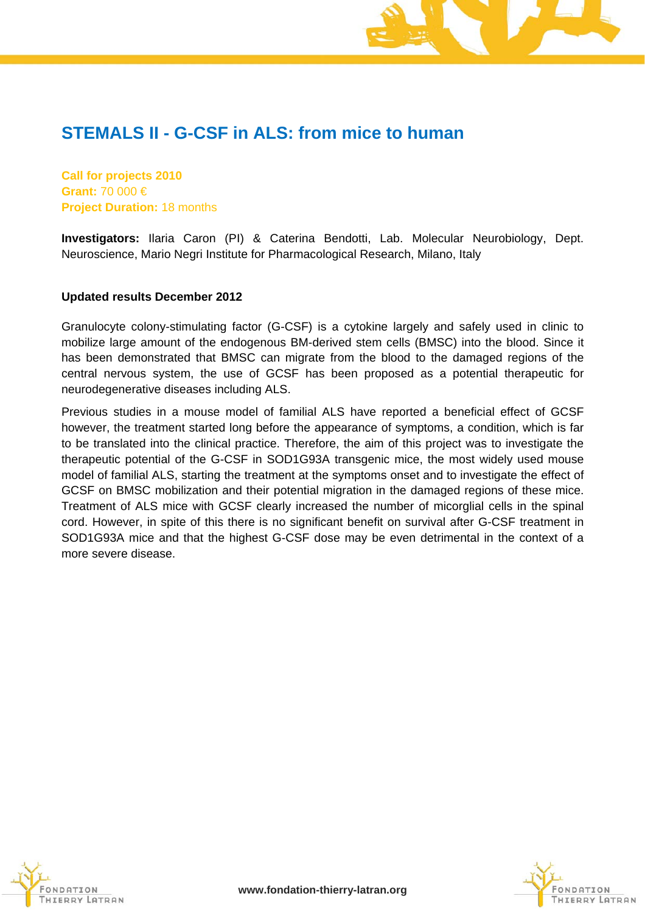# STEMALS II - G-CSF in ALS: from mice to human

**Call for projects 2010**
**Grant:** 70 000 €
**Project Duration:** 18 months

**Investigators:** Ilaria Caron (PI) & Caterina Bendotti, Lab. Molecular Neurobiology, Dept. Neuroscience, Mario Negri Institute for Pharmacological Research, Milano, Italy

**Updated results December 2012**

Granulocyte colony-stimulating factor (G-CSF) is a cytokine largely and safely used in clinic to mobilize large amount of the endogenous BM-derived stem cells (BMSC) into the blood. Since it has been demonstrated that BMSC can migrate from the blood to the damaged regions of the central nervous system, the use of GCSF has been proposed as a potential therapeutic for neurodegenerative diseases including ALS.

Previous studies in a mouse model of familial ALS have reported a beneficial effect of GCSF however, the treatment started long before the appearance of symptoms, a condition, which is far to be translated into the clinical practice. Therefore, the aim of this project was to investigate the therapeutic potential of the G-CSF in SOD1G93A transgenic mice, the most widely used mouse model of familial ALS, starting the treatment at the symptoms onset and to investigate the effect of GCSF on BMSC mobilization and their potential migration in the damaged regions of these mice. Treatment of ALS mice with GCSF clearly increased the number of micorglial cells in the spinal cord. However, in spite of this there is no significant benefit on survival after G-CSF treatment in SOD1G93A mice and that the highest G-CSF dose may be even detrimental in the context of a more severe disease.